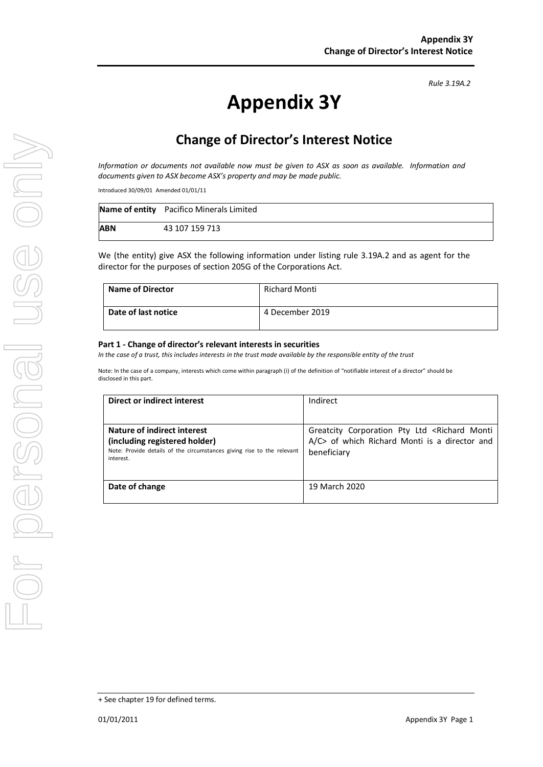*Rule 3.19A.2*

# Appendix 3Y

## Change of Director's Interest Notice

*Information or documents not available now must be given to ASX as soon as available. Information and documents given to ASX become ASX's property and may be made public.*

Introduced 30/09/01 Amended 01/01/11

| **Name of entity** | Pacifico Minerals Limited |
|---|---|
| **ABN** | 43 107 159 713 |

We (the entity) give ASX the following information under listing rule 3.19A.2 and as agent for the director for the purposes of section 205G of the Corporations Act.

| **Name of Director** | Richard Monti |
|---|---|
| **Date of last notice** | 4 December 2019 |

### Part 1 - Change of director's relevant interests in securities

*In the case of a trust, this includes interests in the trust made available by the responsible entity of the trust*

Note: In the case of a company, interests which come within paragraph (i) of the definition of "notifiable interest of a director" should be disclosed in this part.

| **Direct or indirect interest** | Indirect |
|---|---|
| **Nature of indirect interest (including registered holder)** Note: Provide details of the circumstances giving rise to the relevant interest. | Greatcity Corporation Pty Ltd <Richard Monti A/C> of which Richard Monti is a director and beneficiary |
| **Date of change** | 19 March 2020 |

+ See chapter 19 for defined terms.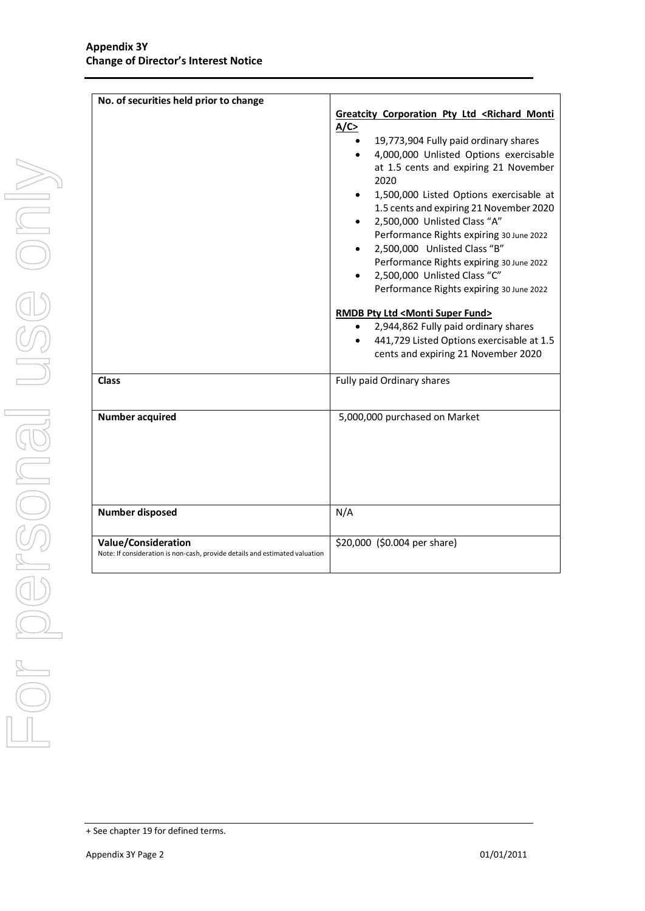| No. of securities held prior to change | **Greatcity Corporation Pty Ltd <Richard Monti A/C>**<br>• 19,773,904 Fully paid ordinary shares<br>• 4,000,000 Unlisted Options exercisable at 1.5 cents and expiring 21 November 2020<br>• 1,500,000 Listed Options exercisable at 1.5 cents and expiring 21 November 2020<br>• 2,500,000 Unlisted Class "A" Performance Rights expiring 30 June 2022<br>• 2,500,000 Unlisted Class "B" Performance Rights expiring 30 June 2022<br>• 2,500,000 Unlisted Class "C" Performance Rights expiring 30 June 2022<br><br>**RMDB Pty Ltd <Monti Super Fund>**<br>• 2,944,862 Fully paid ordinary shares<br>• 441,729 Listed Options exercisable at 1.5 cents and expiring 21 November 2020 |
|---|---|
| **Class** | Fully paid Ordinary shares |
| **Number acquired** | 5,000,000 purchased on Market |
| **Number disposed** | N/A |
| **Value/Consideration**<br>Note: If consideration is non-cash, provide details and estimated valuation | $20,000 ($0.004 per share) |

+ See chapter 19 for defined terms.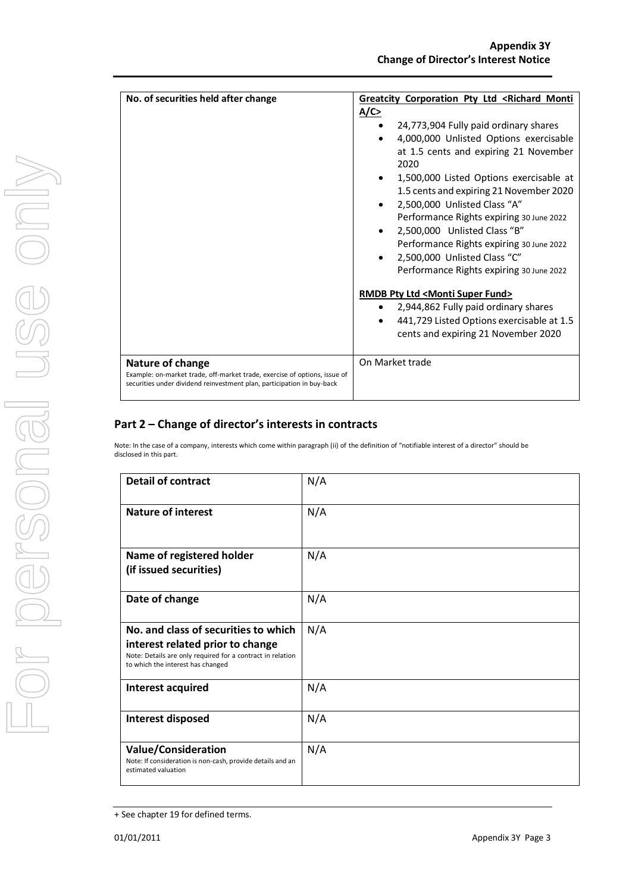| No. of securities held after change | **Greatcity Corporation Pty Ltd <Richard Monti A/C>**<br>• 24,773,904 Fully paid ordinary shares<br>• 4,000,000 Unlisted Options exercisable at 1.5 cents and expiring 21 November 2020<br>• 1,500,000 Listed Options exercisable at 1.5 cents and expiring 21 November 2020<br>• 2,500,000 Unlisted Class "A" Performance Rights expiring 30 June 2022<br>• 2,500,000 Unlisted Class "B" Performance Rights expiring 30 June 2022<br>• 2,500,000 Unlisted Class "C" Performance Rights expiring 30 June 2022<br><br>**RMDB Pty Ltd <Monti Super Fund>**<br>• 2,944,862 Fully paid ordinary shares<br>• 441,729 Listed Options exercisable at 1.5 cents and expiring 21 November 2020 |
|---|---|
| **Nature of change**<br>Example: on-market trade, off-market trade, exercise of options, issue of securities under dividend reinvestment plan, participation in buy-back | On Market trade |

## Part 2 – Change of director's interests in contracts

Note: In the case of a company, interests which come within paragraph (ii) of the definition of "notifiable interest of a director" should be disclosed in this part.

| **Detail of contract** | N/A |
|---|---|
| **Nature of interest** | N/A |
| **Name of registered holder (if issued securities)** | N/A |
| **Date of change** | N/A |
| **No. and class of securities to which interest related prior to change**<br>Note: Details are only required for a contract in relation to which the interest has changed | N/A |
| **Interest acquired** | N/A |
| **Interest disposed** | N/A |
| **Value/Consideration**<br>Note: If consideration is non-cash, provide details and an estimated valuation | N/A |

+ See chapter 19 for defined terms.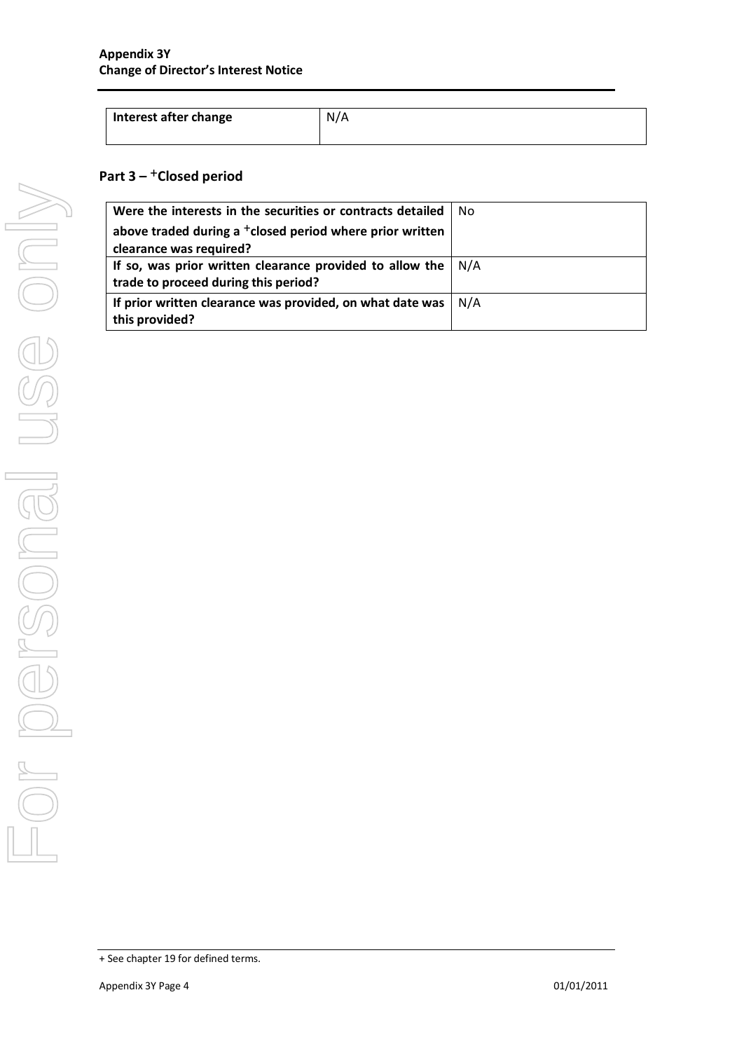| | |
|---|---|
| **Interest after change** | N/A |

## Part 3 – +Closed period

| | |
|---|---|
| **Were the interests in the securities or contracts detailed above traded during a +closed period where prior written clearance was required?** | No |
| **If so, was prior written clearance provided to allow the trade to proceed during this period?** | N/A |
| **If prior written clearance was provided, on what date was this provided?** | N/A |

+ See chapter 19 for defined terms.